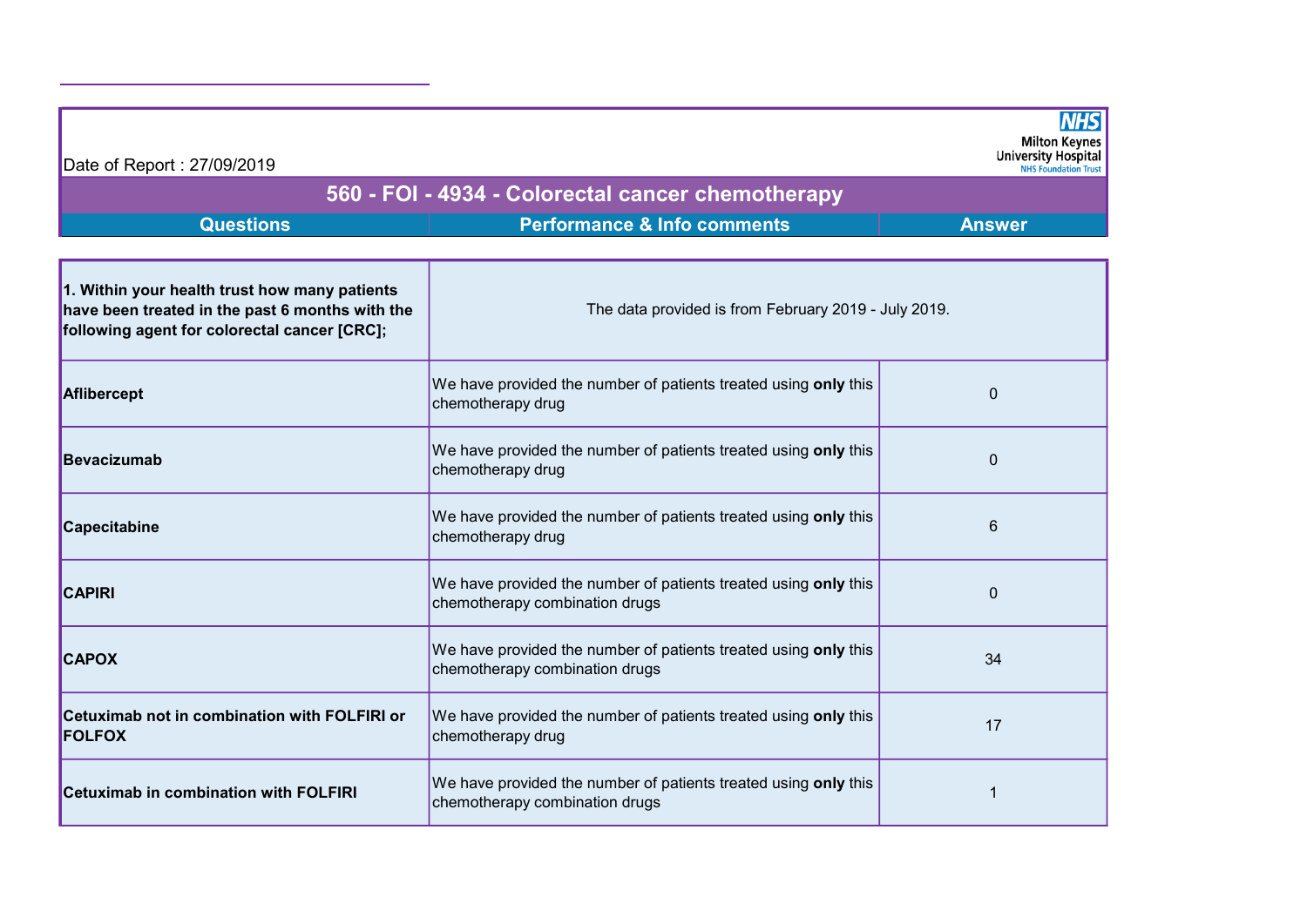Date of Report : 27/09/2019

Milton Keynes University Hospital NHS Foundation Trust

# 560 - FOI - 4934 - Colorectal cancer chemotherapy

| Questions | Performance & Info comments | Answer |
|---|---|---|
| **1. Within your health trust how many patients have been treated in the past 6 months with the following agent for colorectal cancer [CRC];** | The data provided is from February 2019 - July 2019. | |
| **Aflibercept** | We have provided the number of patients treated using **only** this chemotherapy drug | 0 |
| **Bevacizumab** | We have provided the number of patients treated using **only** this chemotherapy drug | 0 |
| **Capecitabine** | We have provided the number of patients treated using **only** this chemotherapy drug | 6 |
| **CAPIRI** | We have provided the number of patients treated using **only** this chemotherapy combination drugs | 0 |
| **CAPOX** | We have provided the number of patients treated using **only** this chemotherapy combination drugs | 34 |
| **Cetuximab not in combination with FOLFIRI or FOLFOX** | We have provided the number of patients treated using **only** this chemotherapy drug | 17 |
| **Cetuximab in combination with FOLFIRI** | We have provided the number of patients treated using **only** this chemotherapy combination drugs | 1 |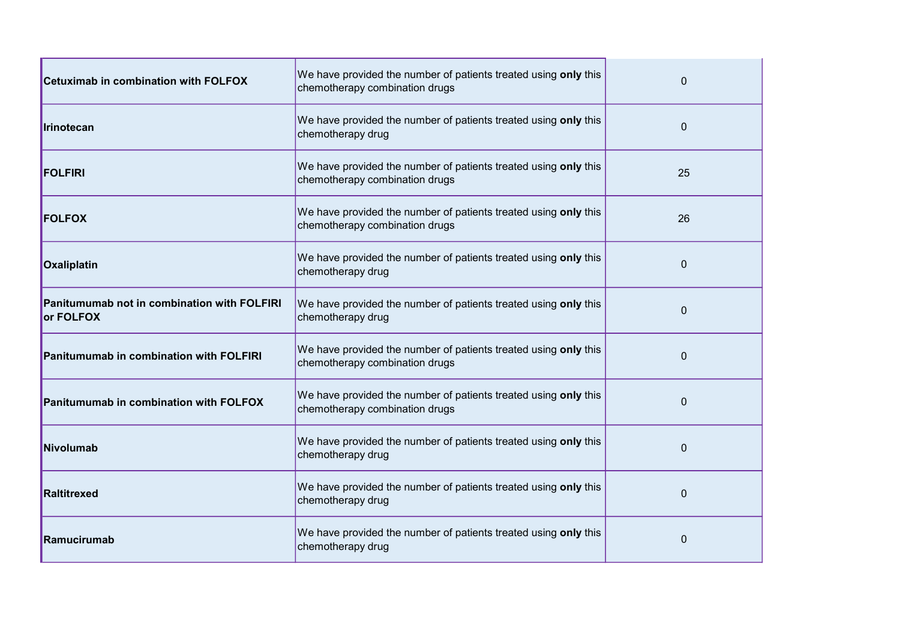| | | |
|---|---|---|
| **Cetuximab in combination with FOLFOX** | We have provided the number of patients treated using **only** this chemotherapy combination drugs | 0 |
| **Irinotecan** | We have provided the number of patients treated using **only** this chemotherapy drug | 0 |
| **FOLFIRI** | We have provided the number of patients treated using **only** this chemotherapy combination drugs | 25 |
| **FOLFOX** | We have provided the number of patients treated using **only** this chemotherapy combination drugs | 26 |
| **Oxaliplatin** | We have provided the number of patients treated using **only** this chemotherapy drug | 0 |
| **Panitumumab not in combination with FOLFIRI or FOLFOX** | We have provided the number of patients treated using **only** this chemotherapy drug | 0 |
| **Panitumumab in combination with FOLFIRI** | We have provided the number of patients treated using **only** this chemotherapy combination drugs | 0 |
| **Panitumumab in combination with FOLFOX** | We have provided the number of patients treated using **only** this chemotherapy combination drugs | 0 |
| **Nivolumab** | We have provided the number of patients treated using **only** this chemotherapy drug | 0 |
| **Raltitrexed** | We have provided the number of patients treated using **only** this chemotherapy drug | 0 |
| **Ramucirumab** | We have provided the number of patients treated using **only** this chemotherapy drug | 0 |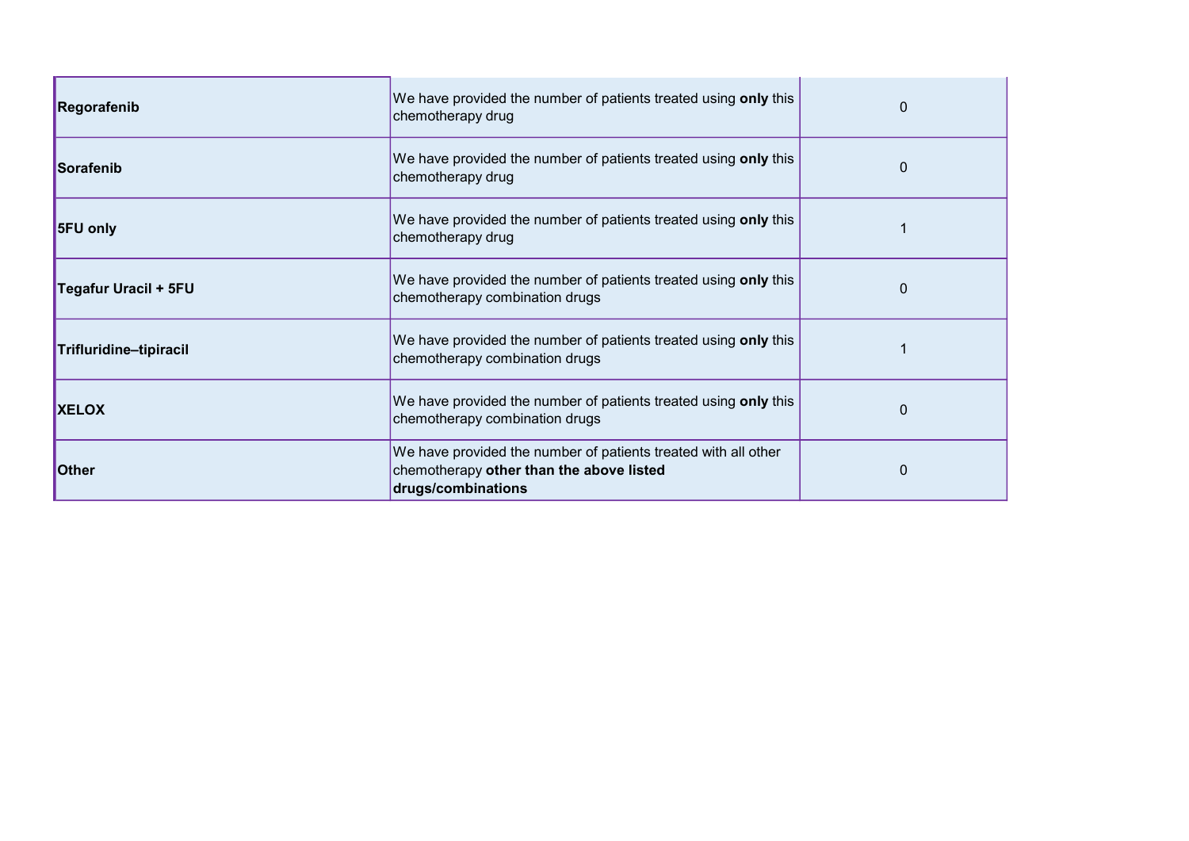| | | |
|---|---|---|
| **Regorafenib** | We have provided the number of patients treated using **only** this chemotherapy drug | 0 |
| **Sorafenib** | We have provided the number of patients treated using **only** this chemotherapy drug | 0 |
| **5FU only** | We have provided the number of patients treated using **only** this chemotherapy drug | 1 |
| **Tegafur Uracil + 5FU** | We have provided the number of patients treated using **only** this chemotherapy combination drugs | 0 |
| **Trifluridine–tipiracil** | We have provided the number of patients treated using **only** this chemotherapy combination drugs | 1 |
| **XELOX** | We have provided the number of patients treated using **only** this chemotherapy combination drugs | 0 |
| **Other** | We have provided the number of patients treated with all other chemotherapy **other than the above listed drugs/combinations** | 0 |